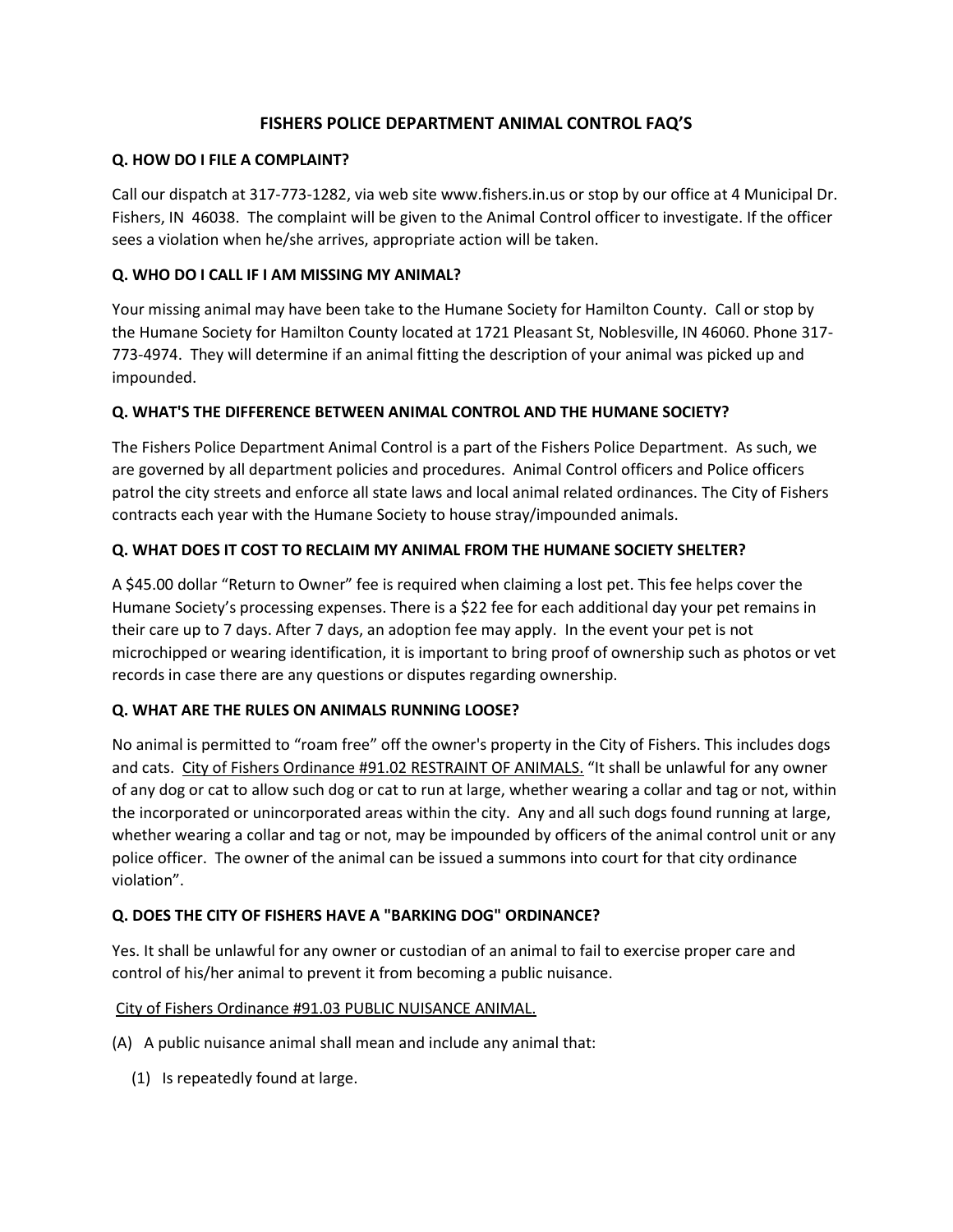# FISHERS POLICE DEPARTMENT ANIMAL CONTROL FAQ'S

### Q. HOW DO I FILE A COMPLAINT?

Call our dispatch at 317-773-1282, via web site www.fishers.in.us or stop by our office at 4 Municipal Dr. Fishers, IN 46038. The complaint will be given to the Animal Control officer to investigate. If the officer sees a violation when he/she arrives, appropriate action will be taken.

### Q. WHO DO I CALL IF I AM MISSING MY ANIMAL?

Your missing animal may have been take to the Humane Society for Hamilton County. Call or stop by the Humane Society for Hamilton County located at 1721 Pleasant St, Noblesville, IN 46060. Phone 317-773-4974. They will determine if an animal fitting the description of your animal was picked up and impounded.

### Q. WHAT'S THE DIFFERENCE BETWEEN ANIMAL CONTROL AND THE HUMANE SOCIETY?

The Fishers Police Department Animal Control is a part of the Fishers Police Department. As such, we are governed by all department policies and procedures. Animal Control officers and Police officers patrol the city streets and enforce all state laws and local animal related ordinances. The City of Fishers contracts each year with the Humane Society to house stray/impounded animals.

### Q. WHAT DOES IT COST TO RECLAIM MY ANIMAL FROM THE HUMANE SOCIETY SHELTER?

A $45.00 dollar "Return to Owner" fee is required when claiming a lost pet. This fee helps cover the Humane Society's processing expenses. There is a $22 fee for each additional day your pet remains in their care up to 7 days. After 7 days, an adoption fee may apply. In the event your pet is not microchipped or wearing identification, it is important to bring proof of ownership such as photos or vet records in case there are any questions or disputes regarding ownership.

### Q. WHAT ARE THE RULES ON ANIMALS RUNNING LOOSE?

No animal is permitted to "roam free" off the owner's property in the City of Fishers. This includes dogs and cats. City of Fishers Ordinance #91.02 RESTRAINT OF ANIMALS. "It shall be unlawful for any owner of any dog or cat to allow such dog or cat to run at large, whether wearing a collar and tag or not, within the incorporated or unincorporated areas within the city. Any and all such dogs found running at large, whether wearing a collar and tag or not, may be impounded by officers of the animal control unit or any police officer. The owner of the animal can be issued a summons into court for that city ordinance violation".

### Q. DOES THE CITY OF FISHERS HAVE A "BARKING DOG" ORDINANCE?

Yes. It shall be unlawful for any owner or custodian of an animal to fail to exercise proper care and control of his/her animal to prevent it from becoming a public nuisance.

City of Fishers Ordinance #91.03 PUBLIC NUISANCE ANIMAL.

(A) A public nuisance animal shall mean and include any animal that:

(1) Is repeatedly found at large.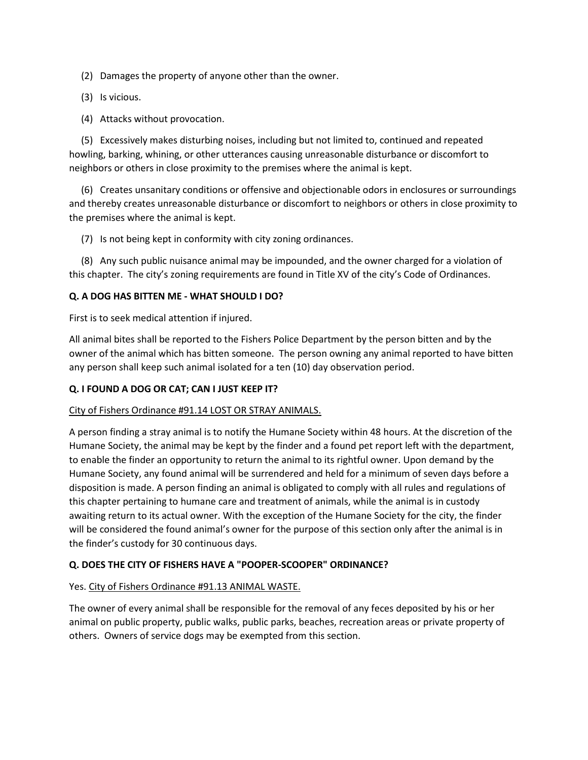(2) Damages the property of anyone other than the owner.

(3) Is vicious.

(4) Attacks without provocation.

(5) Excessively makes disturbing noises, including but not limited to, continued and repeated howling, barking, whining, or other utterances causing unreasonable disturbance or discomfort to neighbors or others in close proximity to the premises where the animal is kept.

(6) Creates unsanitary conditions or offensive and objectionable odors in enclosures or surroundings and thereby creates unreasonable disturbance or discomfort to neighbors or others in close proximity to the premises where the animal is kept.

(7) Is not being kept in conformity with city zoning ordinances.

(8) Any such public nuisance animal may be impounded, and the owner charged for a violation of this chapter. The city's zoning requirements are found in Title XV of the city's Code of Ordinances.

**Q. A DOG HAS BITTEN ME - WHAT SHOULD I DO?**

First is to seek medical attention if injured.

All animal bites shall be reported to the Fishers Police Department by the person bitten and by the owner of the animal which has bitten someone. The person owning any animal reported to have bitten any person shall keep such animal isolated for a ten (10) day observation period.

**Q. I FOUND A DOG OR CAT; CAN I JUST KEEP IT?**

City of Fishers Ordinance #91.14 LOST OR STRAY ANIMALS.

A person finding a stray animal is to notify the Humane Society within 48 hours. At the discretion of the Humane Society, the animal may be kept by the finder and a found pet report left with the department, to enable the finder an opportunity to return the animal to its rightful owner. Upon demand by the Humane Society, any found animal will be surrendered and held for a minimum of seven days before a disposition is made. A person finding an animal is obligated to comply with all rules and regulations of this chapter pertaining to humane care and treatment of animals, while the animal is in custody awaiting return to its actual owner. With the exception of the Humane Society for the city, the finder will be considered the found animal's owner for the purpose of this section only after the animal is in the finder's custody for 30 continuous days.

**Q. DOES THE CITY OF FISHERS HAVE A "POOPER-SCOOPER" ORDINANCE?**

Yes. City of Fishers Ordinance #91.13 ANIMAL WASTE.

The owner of every animal shall be responsible for the removal of any feces deposited by his or her animal on public property, public walks, public parks, beaches, recreation areas or private property of others. Owners of service dogs may be exempted from this section.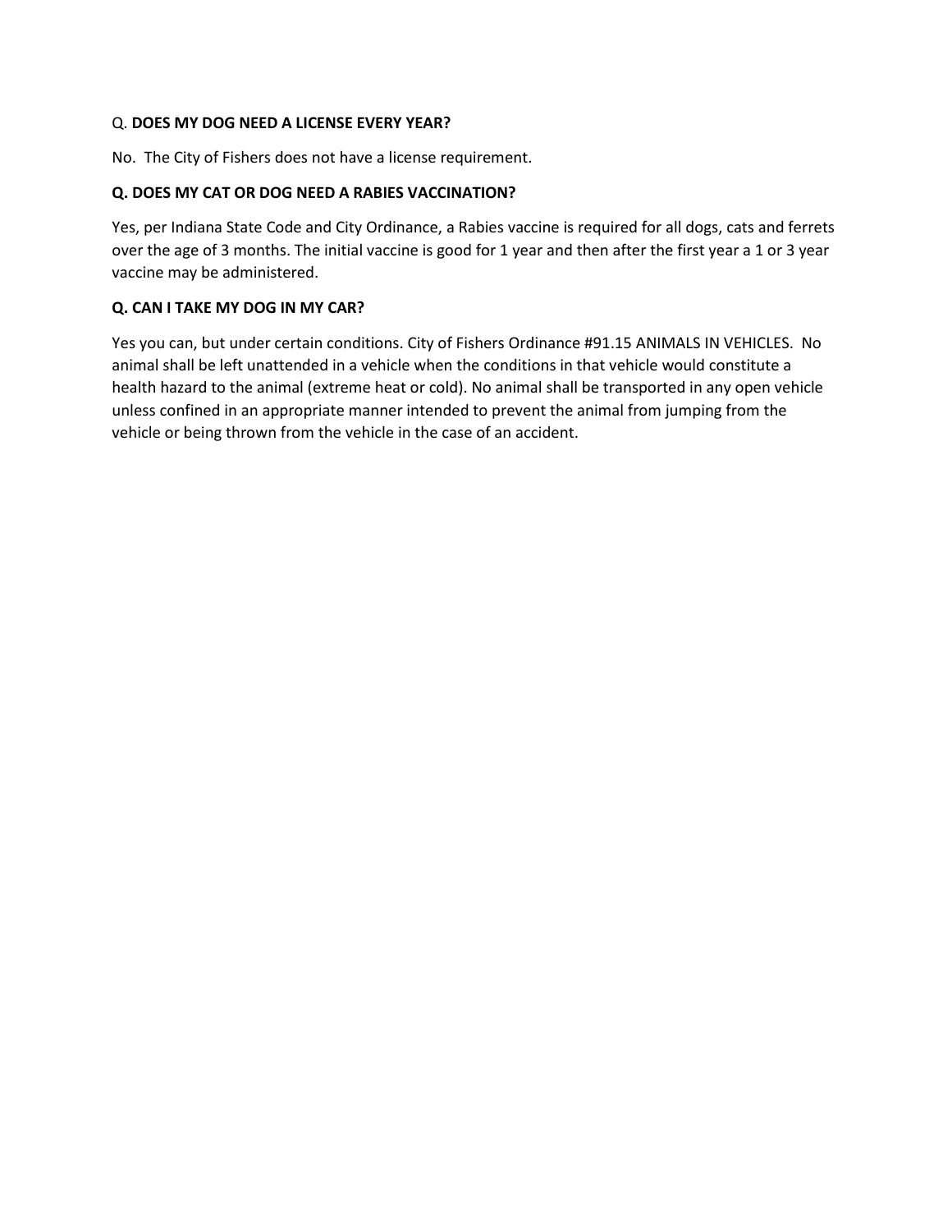Q. **DOES MY DOG NEED A LICENSE EVERY YEAR?**

No. The City of Fishers does not have a license requirement.

**Q. DOES MY CAT OR DOG NEED A RABIES VACCINATION?**

Yes, per Indiana State Code and City Ordinance, a Rabies vaccine is required for all dogs, cats and ferrets over the age of 3 months. The initial vaccine is good for 1 year and then after the first year a 1 or 3 year vaccine may be administered.

**Q. CAN I TAKE MY DOG IN MY CAR?**

Yes you can, but under certain conditions. City of Fishers Ordinance #91.15 ANIMALS IN VEHICLES. No animal shall be left unattended in a vehicle when the conditions in that vehicle would constitute a health hazard to the animal (extreme heat or cold). No animal shall be transported in any open vehicle unless confined in an appropriate manner intended to prevent the animal from jumping from the vehicle or being thrown from the vehicle in the case of an accident.